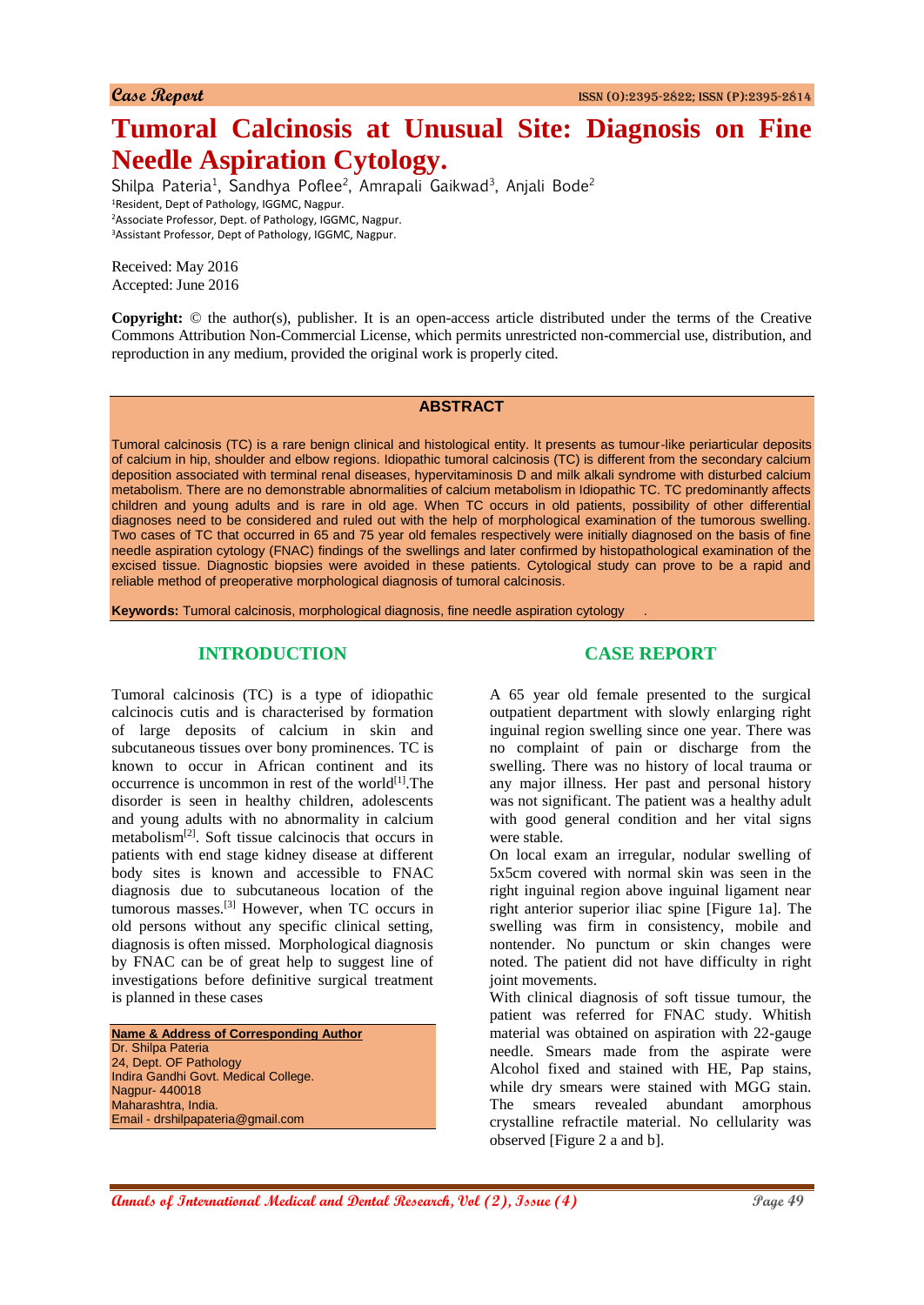Case Report

# Tumoral Calcinosis at Unusual Site: Diagnosis on Fine Needle Aspiration Cytology.

Shilpa Pateria[1], Sandhya Poflee[2], Amrapali Gaikwad[3], Anjali Bode[2]

[1]Resident, Dept of Pathology, IGGMC, Nagpur.
[2]Associate Professor, Dept. of Pathology, IGGMC, Nagpur.
[3]Assistant Professor, Dept of Pathology, IGGMC, Nagpur.

Received: May 2016
Accepted: June 2016

**Copyright:** © the author(s), publisher. It is an open-access article distributed under the terms of the Creative Commons Attribution Non-Commercial License, which permits unrestricted non-commercial use, distribution, and reproduction in any medium, provided the original work is properly cited.

## ABSTRACT

Tumoral calcinosis (TC) is a rare benign clinical and histological entity. It presents as tumour-like periarticular deposits of calcium in hip, shoulder and elbow regions. Idiopathic tumoral calcinosis (TC) is different from the secondary calcium deposition associated with terminal renal diseases, hypervitaminosis D and milk alkali syndrome with disturbed calcium metabolism. There are no demonstrable abnormalities of calcium metabolism in Idiopathic TC. TC predominantly affects children and young adults and is rare in old age. When TC occurs in old patients, possibility of other differential diagnoses need to be considered and ruled out with the help of morphological examination of the tumorous swelling. Two cases of TC that occurred in 65 and 75 year old females respectively were initially diagnosed on the basis of fine needle aspiration cytology (FNAC) findings of the swellings and later confirmed by histopathological examination of the excised tissue. Diagnostic biopsies were avoided in these patients. Cytological study can prove to be a rapid and reliable method of preoperative morphological diagnosis of tumoral calcinosis.

**Keywords:** Tumoral calcinosis, morphological diagnosis, fine needle aspiration cytology .

## INTRODUCTION

Tumoral calcinosis (TC) is a type of idiopathic calcinocis cutis and is characterised by formation of large deposits of calcium in skin and subcutaneous tissues over bony prominences. TC is known to occur in African continent and its occurrence is uncommon in rest of the world[1].The disorder is seen in healthy children, adolescents and young adults with no abnormality in calcium metabolism[2]. Soft tissue calcinocis that occurs in patients with end stage kidney disease at different body sites is known and accessible to FNAC diagnosis due to subcutaneous location of the tumorous masses.[3] However, when TC occurs in old persons without any specific clinical setting, diagnosis is often missed. Morphological diagnosis by FNAC can be of great help to suggest line of investigations before definitive surgical treatment is planned in these cases

**Name & Address of Corresponding Author**
Dr. Shilpa Pateria
24, Dept. OF Pathology
Indira Gandhi Govt. Medical College.
Nagpur- 440018
Maharashtra, India.
Email - drshilpapateria@gmail.com

## CASE REPORT

A 65 year old female presented to the surgical outpatient department with slowly enlarging right inguinal region swelling since one year. There was no complaint of pain or discharge from the swelling. There was no history of local trauma or any major illness. Her past and personal history was not significant. The patient was a healthy adult with good general condition and her vital signs were stable.

On local exam an irregular, nodular swelling of 5x5cm covered with normal skin was seen in the right inguinal region above inguinal ligament near right anterior superior iliac spine [Figure 1a]. The swelling was firm in consistency, mobile and nontender. No punctum or skin changes were noted. The patient did not have difficulty in right joint movements.

With clinical diagnosis of soft tissue tumour, the patient was referred for FNAC study. Whitish material was obtained on aspiration with 22-gauge needle. Smears made from the aspirate were Alcohol fixed and stained with HE, Pap stains, while dry smears were stained with MGG stain. The smears revealed abundant amorphous crystalline refractile material. No cellularity was observed [Figure 2 a and b].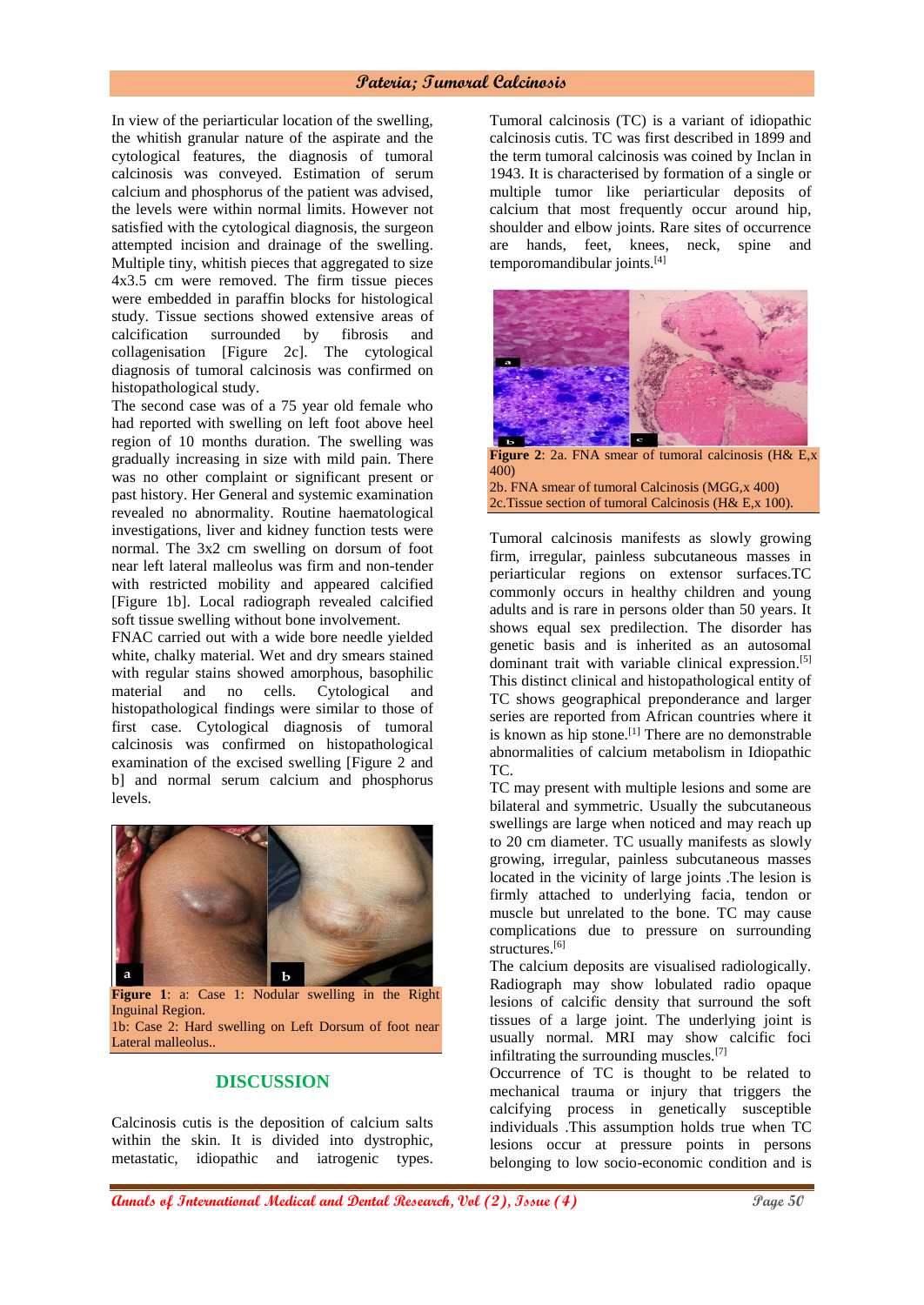In view of the periarticular location of the swelling, the whitish granular nature of the aspirate and the cytological features, the diagnosis of tumoral calcinosis was conveyed. Estimation of serum calcium and phosphorus of the patient was advised, the levels were within normal limits. However not satisfied with the cytological diagnosis, the surgeon attempted incision and drainage of the swelling. Multiple tiny, whitish pieces that aggregated to size 4x3.5 cm were removed. The firm tissue pieces were embedded in paraffin blocks for histological study. Tissue sections showed extensive areas of calcification surrounded by fibrosis and collagenisation [Figure 2c]. The cytological diagnosis of tumoral calcinosis was confirmed on histopathological study.

The second case was of a 75 year old female who had reported with swelling on left foot above heel region of 10 months duration. The swelling was gradually increasing in size with mild pain. There was no other complaint or significant present or past history. Her General and systemic examination revealed no abnormality. Routine haematological investigations, liver and kidney function tests were normal. The 3x2 cm swelling on dorsum of foot near left lateral malleolus was firm and non-tender with restricted mobility and appeared calcified [Figure 1b]. Local radiograph revealed calcified soft tissue swelling without bone involvement.

FNAC carried out with a wide bore needle yielded white, chalky material. Wet and dry smears stained with regular stains showed amorphous, basophilic material and no cells. Cytological and histopathological findings were similar to those of first case. Cytological diagnosis of tumoral calcinosis was confirmed on histopathological examination of the excised swelling [Figure 2 and b] and normal serum calcium and phosphorus levels.

**Figure 1**: a: Case 1: Nodular swelling in the Right Inguinal Region.
1b: Case 2: Hard swelling on Left Dorsum of foot near Lateral malleolus..

## DISCUSSION

Calcinosis cutis is the deposition of calcium salts within the skin. It is divided into dystrophic, metastatic, idiopathic and iatrogenic types. Tumoral calcinosis (TC) is a variant of idiopathic calcinosis cutis. TC was first described in 1899 and the term tumoral calcinosis was coined by Inclan in 1943. It is characterised by formation of a single or multiple tumor like periarticular deposits of calcium that most frequently occur around hip, shoulder and elbow joints. Rare sites of occurrence are hands, feet, knees, neck, spine and temporomandibular joints.[4]

**Figure 2**: 2a. FNA smear of tumoral calcinosis (H& E,x 400)
2b. FNA smear of tumoral Calcinosis (MGG,x 400)
2c.Tissue section of tumoral Calcinosis (H& E,x 100).

Tumoral calcinosis manifests as slowly growing firm, irregular, painless subcutaneous masses in periarticular regions on extensor surfaces.TC commonly occurs in healthy children and young adults and is rare in persons older than 50 years. It shows equal sex predilection. The disorder has genetic basis and is inherited as an autosomal dominant trait with variable clinical expression.[5] This distinct clinical and histopathological entity of TC shows geographical preponderance and larger series are reported from African countries where it is known as hip stone.[1] There are no demonstrable abnormalities of calcium metabolism in Idiopathic TC.

TC may present with multiple lesions and some are bilateral and symmetric. Usually the subcutaneous swellings are large when noticed and may reach up to 20 cm diameter. TC usually manifests as slowly growing, irregular, painless subcutaneous masses located in the vicinity of large joints .The lesion is firmly attached to underlying facia, tendon or muscle but unrelated to the bone. TC may cause complications due to pressure on surrounding structures.[6]

The calcium deposits are visualised radiologically. Radiograph may show lobulated radio opaque lesions of calcific density that surround the soft tissues of a large joint. The underlying joint is usually normal. MRI may show calcific foci infiltrating the surrounding muscles.[7]

Occurrence of TC is thought to be related to mechanical trauma or injury that triggers the calcifying process in genetically susceptible individuals .This assumption holds true when TC lesions occur at pressure points in persons belonging to low socio-economic condition and is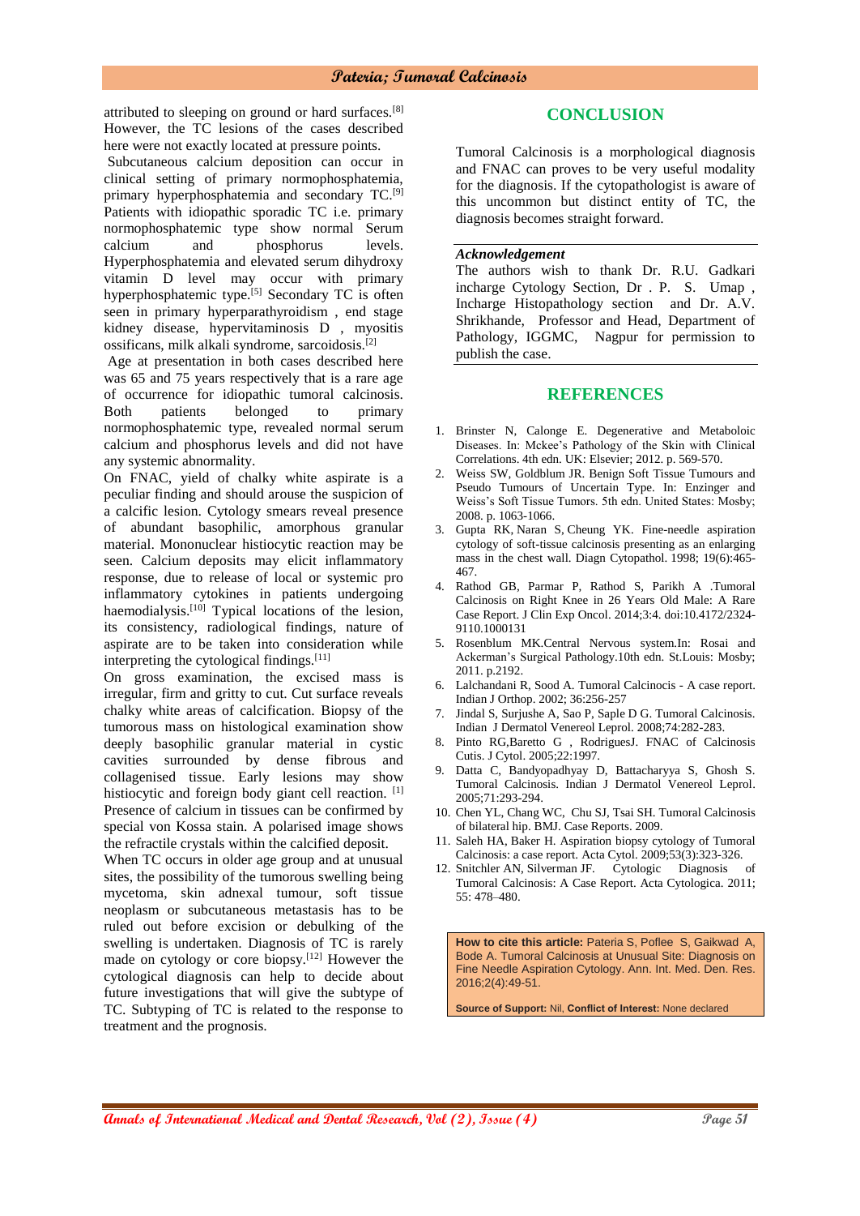attributed to sleeping on ground or hard surfaces.[8] However, the TC lesions of the cases described here were not exactly located at pressure points.

Subcutaneous calcium deposition can occur in clinical setting of primary normophosphatemia, primary hyperphosphatemia and secondary TC.[9] Patients with idiopathic sporadic TC i.e. primary normophosphatemic type show normal Serum calcium and phosphorus levels. Hyperphosphatemia and elevated serum dihydroxy vitamin D level may occur with primary hyperphosphatemic type.[5] Secondary TC is often seen in primary hyperparathyroidism , end stage kidney disease, hypervitaminosis D , myositis ossificans, milk alkali syndrome, sarcoidosis.[2]

Age at presentation in both cases described here was 65 and 75 years respectively that is a rare age of occurrence for idiopathic tumoral calcinosis. Both patients belonged to primary normophosphatemic type, revealed normal serum calcium and phosphorus levels and did not have any systemic abnormality.

On FNAC, yield of chalky white aspirate is a peculiar finding and should arouse the suspicion of a calcific lesion. Cytology smears reveal presence of abundant basophilic, amorphous granular material. Mononuclear histiocytic reaction may be seen. Calcium deposits may elicit inflammatory response, due to release of local or systemic pro inflammatory cytokines in patients undergoing haemodialysis.[10] Typical locations of the lesion, its consistency, radiological findings, nature of aspirate are to be taken into consideration while interpreting the cytological findings.[11]

On gross examination, the excised mass is irregular, firm and gritty to cut. Cut surface reveals chalky white areas of calcification. Biopsy of the tumorous mass on histological examination show deeply basophilic granular material in cystic cavities surrounded by dense fibrous and collagenised tissue. Early lesions may show histiocytic and foreign body giant cell reaction. [1] Presence of calcium in tissues can be confirmed by special von Kossa stain. A polarised image shows the refractile crystals within the calcified deposit.

When TC occurs in older age group and at unusual sites, the possibility of the tumorous swelling being mycetoma, skin adnexal tumour, soft tissue neoplasm or subcutaneous metastasis has to be ruled out before excision or debulking of the swelling is undertaken. Diagnosis of TC is rarely made on cytology or core biopsy.[12] However the cytological diagnosis can help to decide about future investigations that will give the subtype of TC. Subtyping of TC is related to the response to treatment and the prognosis.

## CONCLUSION

Tumoral Calcinosis is a morphological diagnosis and FNAC can proves to be very useful modality for the diagnosis. If the cytopathologist is aware of this uncommon but distinct entity of TC, the diagnosis becomes straight forward.

***Acknowledgement***

The authors wish to thank Dr. R.U. Gadkari incharge Cytology Section, Dr . P. S. Umap , Incharge Histopathology section and Dr. A.V. Shrikhande, Professor and Head, Department of Pathology, IGGMC, Nagpur for permission to publish the case.

## REFERENCES

1. Brinster N, Calonge E. Degenerative and Metaboloic Diseases. In: Mckee's Pathology of the Skin with Clinical Correlations. 4th edn. UK: Elsevier; 2012. p. 569-570.
2. Weiss SW, Goldblum JR. Benign Soft Tissue Tumours and Pseudo Tumours of Uncertain Type. In: Enzinger and Weiss's Soft Tissue Tumors. 5th edn. United States: Mosby; 2008. p. 1063-1066.
3. Gupta RK, Naran S, Cheung YK. Fine-needle aspiration cytology of soft-tissue calcinosis presenting as an enlarging mass in the chest wall. Diagn Cytopathol. 1998; 19(6):465-467.
4. Rathod GB, Parmar P, Rathod S, Parikh A .Tumoral Calcinosis on Right Knee in 26 Years Old Male: A Rare Case Report. J Clin Exp Oncol. 2014;3:4. doi:10.4172/2324-9110.1000131
5. Rosenblum MK.Central Nervous system.In: Rosai and Ackerman's Surgical Pathology.10th edn. St.Louis: Mosby; 2011. p.2192.
6. Lalchandani R, Sood A. Tumoral Calcinocis - A case report. Indian J Orthop. 2002; 36:256-257
7. Jindal S, Surjushe A, Sao P, Saple D G. Tumoral Calcinosis. Indian J Dermatol Venereol Leprol. 2008;74:282-283.
8. Pinto RG,Baretto G , RodriguesJ. FNAC of Calcinosis Cutis. J Cytol. 2005;22:1997.
9. Datta C, Bandyopadhyay D, Battacharyya S, Ghosh S. Tumoral Calcinosis. Indian J Dermatol Venereol Leprol. 2005;71:293-294.
10. Chen YL, Chang WC, Chu SJ, Tsai SH. Tumoral Calcinosis of bilateral hip. BMJ. Case Reports. 2009.
11. Saleh HA, Baker H. Aspiration biopsy cytology of Tumoral Calcinosis: a case report. Acta Cytol. 2009;53(3):323-326.
12. Snitchler AN, Silverman JF. Cytologic Diagnosis of Tumoral Calcinosis: A Case Report. Acta Cytologica. 2011; 55: 478–480.

**How to cite this article:** Pateria S, Poflee S, Gaikwad A, Bode A. Tumoral Calcinosis at Unusual Site: Diagnosis on Fine Needle Aspiration Cytology. Ann. Int. Med. Den. Res. 2016;2(4):49-51.

**Source of Support:** Nil, **Conflict of Interest:** None declared